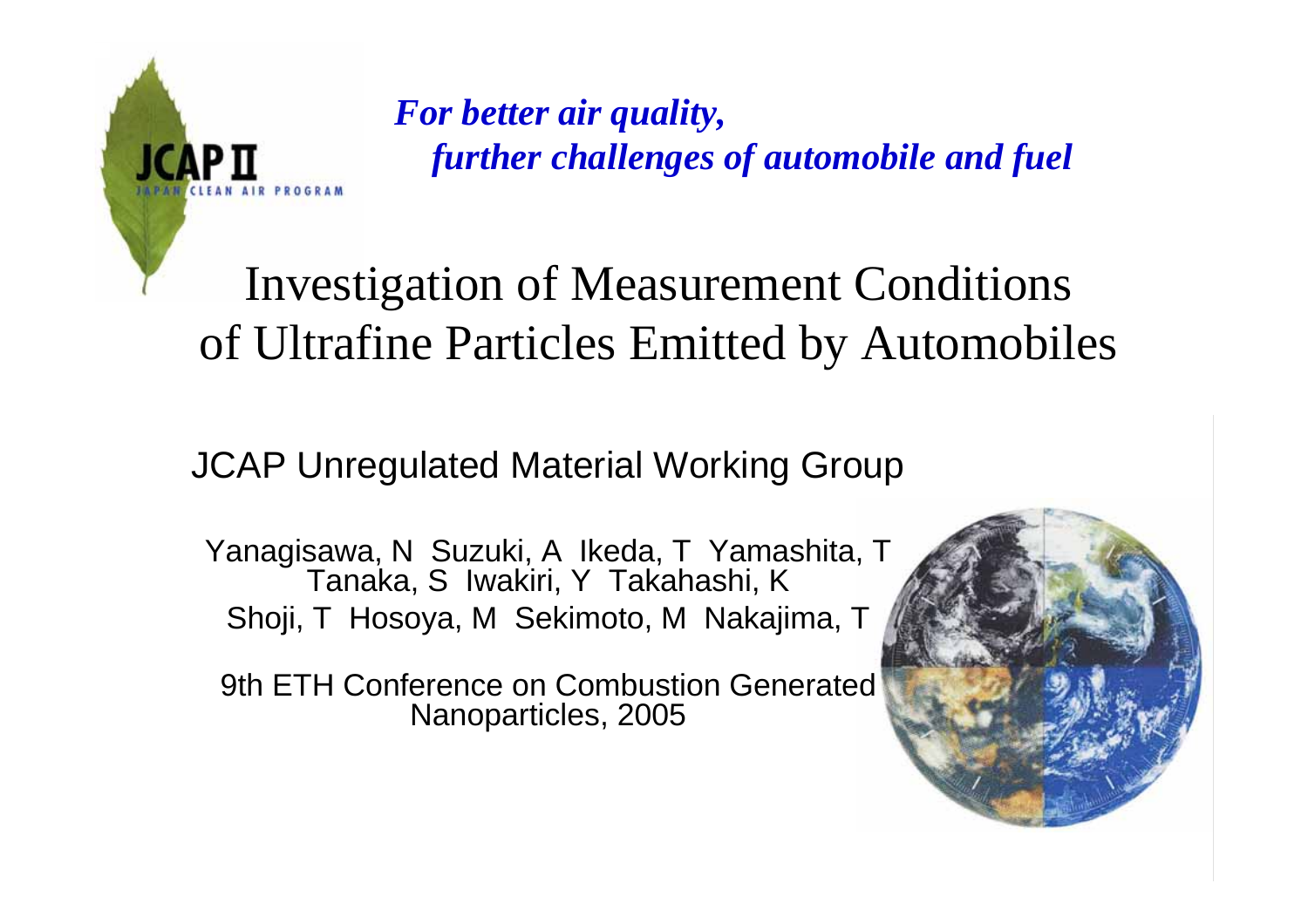JCAP II
JAPAN CLEAN AIR PROGRAM

***For better air quality,***
***further challenges of automobile and fuel***

# Investigation of Measurement Conditions of Ultrafine Particles Emitted by Automobiles

JCAP Unregulated Material Working Group

Yanagisawa, N  Suzuki, A  Ikeda, T  Yamashita, T
Tanaka, S  Iwakiri, Y  Takahashi, K
Shoji, T  Hosoya, M  Sekimoto, M  Nakajima, T

9th ETH Conference on Combustion Generated Nanoparticles, 2005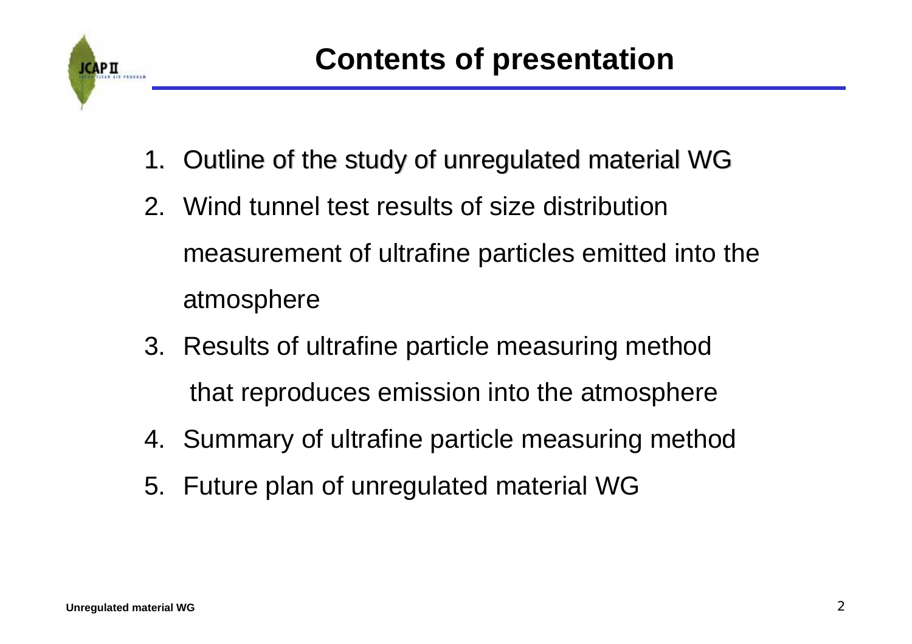# Contents of presentation

1. Outline of the study of unregulated material WG
2. Wind tunnel test results of size distribution measurement of ultrafine particles emitted into the atmosphere
3. Results of ultrafine particle measuring method that reproduces emission into the atmosphere
4. Summary of ultrafine particle measuring method
5. Future plan of unregulated material WG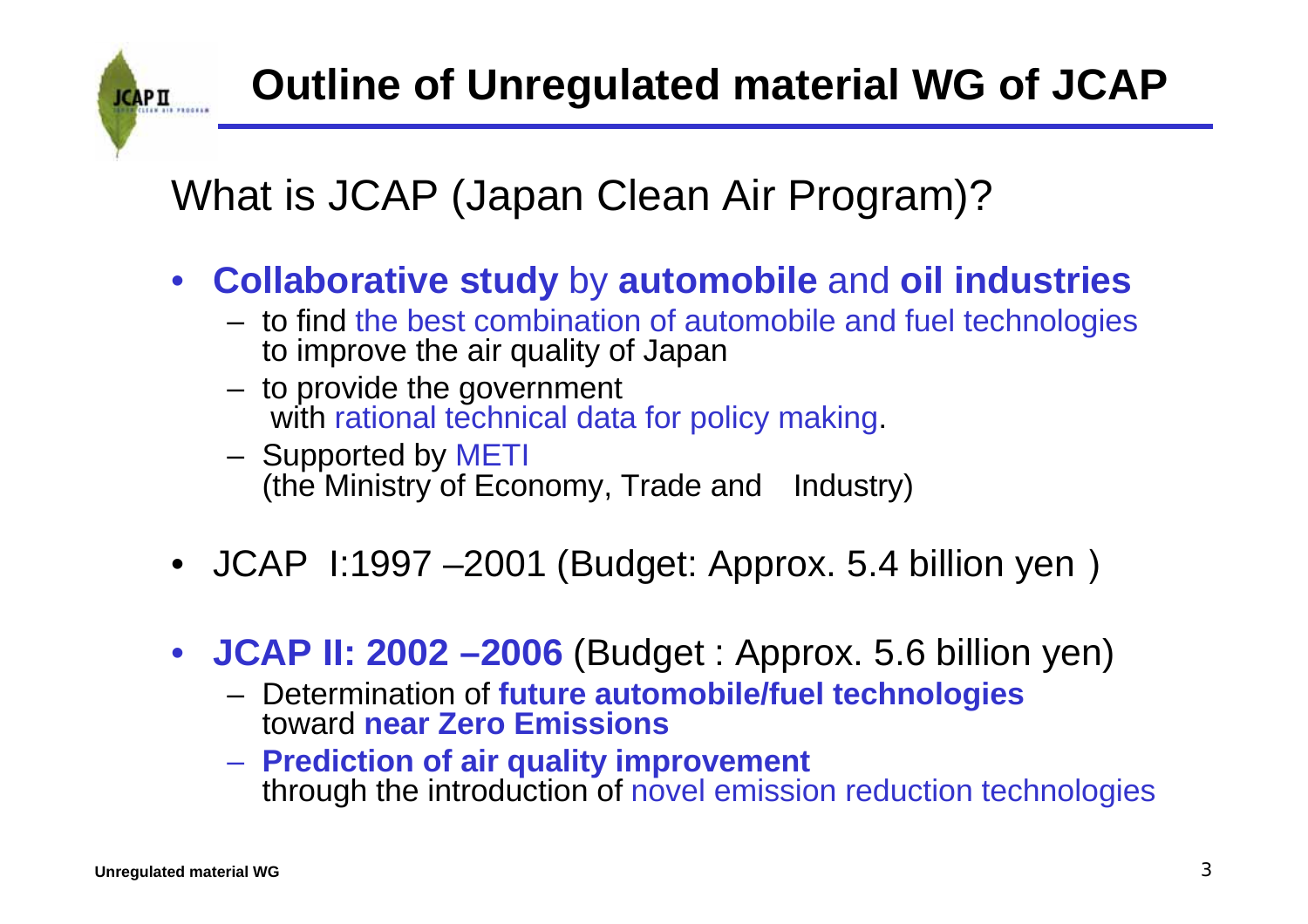# Outline of Unregulated material WG of JCAP

## What is JCAP (Japan Clean Air Program)?

- **Collaborative study** by **automobile** and **oil industries**
  - to find the best combination of automobile and fuel technologies to improve the air quality of Japan
  - to provide the government with rational technical data for policy making.
  - Supported by METI (the Ministry of Economy, Trade and Industry)
- JCAP I:1997 –2001 (Budget: Approx. 5.4 billion yen )
- **JCAP II: 2002 –2006** (Budget : Approx. 5.6 billion yen)
  - Determination of **future automobile/fuel technologies** toward **near Zero Emissions**
  - **Prediction of air quality improvement** through the introduction of novel emission reduction technologies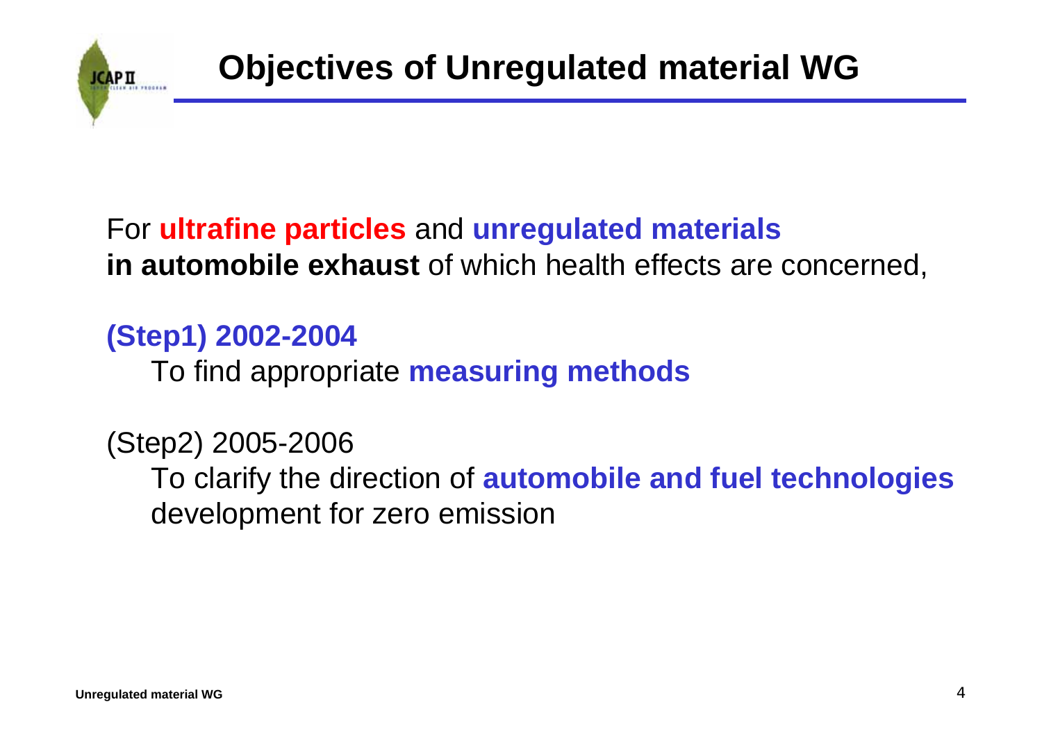# Objectives of Unregulated material WG

For **ultrafine particles** and **unregulated materials in automobile exhaust** of which health effects are concerned,

**(Step1) 2002-2004**

To find appropriate **measuring methods**

(Step2) 2005-2006

To clarify the direction of **automobile and fuel technologies** development for zero emission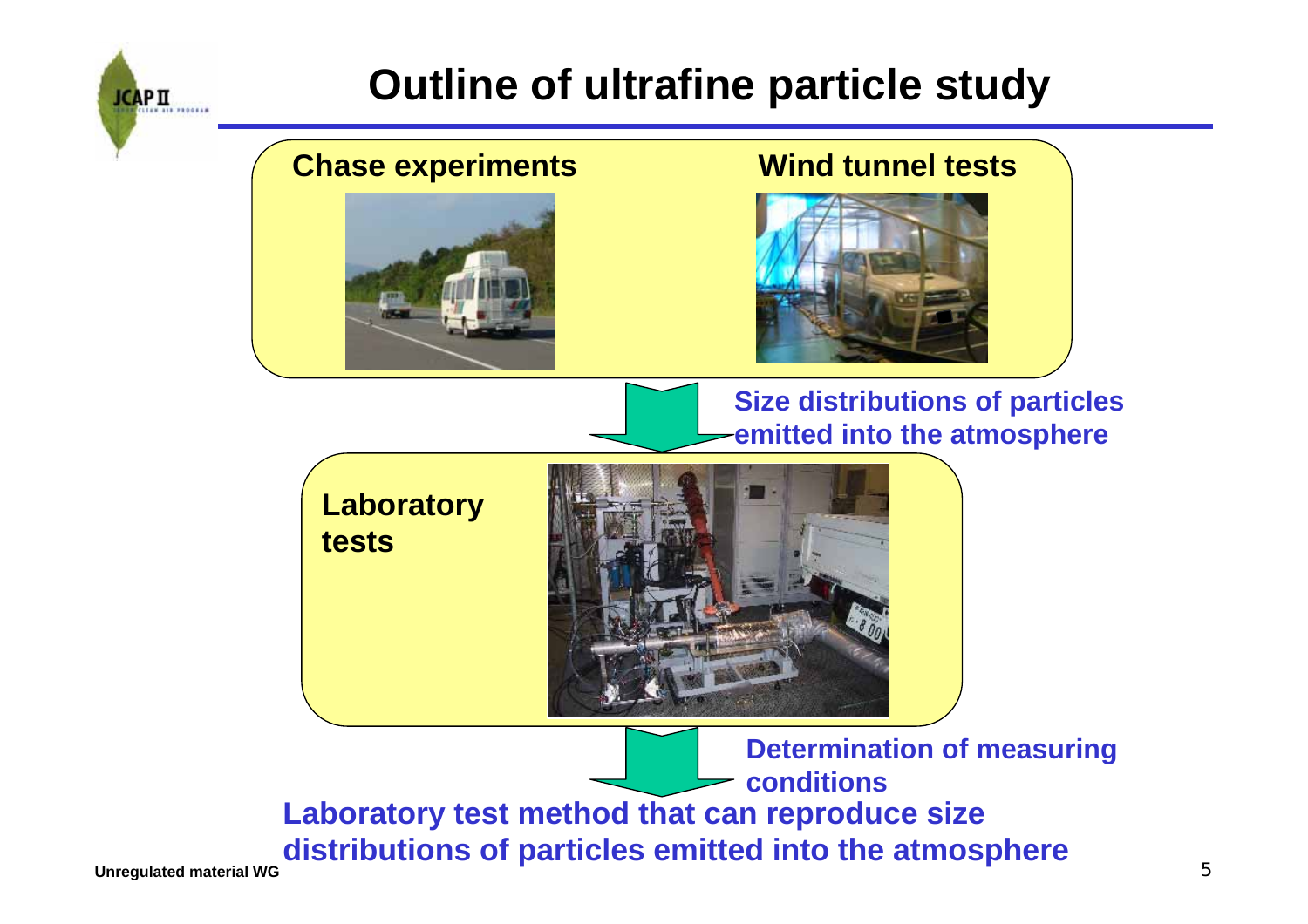# Outline of ultrafine particle study

**Chase experiments**

**Wind tunnel tests**

**Size distributions of particles emitted into the atmosphere**

**Laboratory tests**

**Determination of measuring conditions**

**Laboratory test method that can reproduce size distributions of particles emitted into the atmosphere**

Unregulated material WG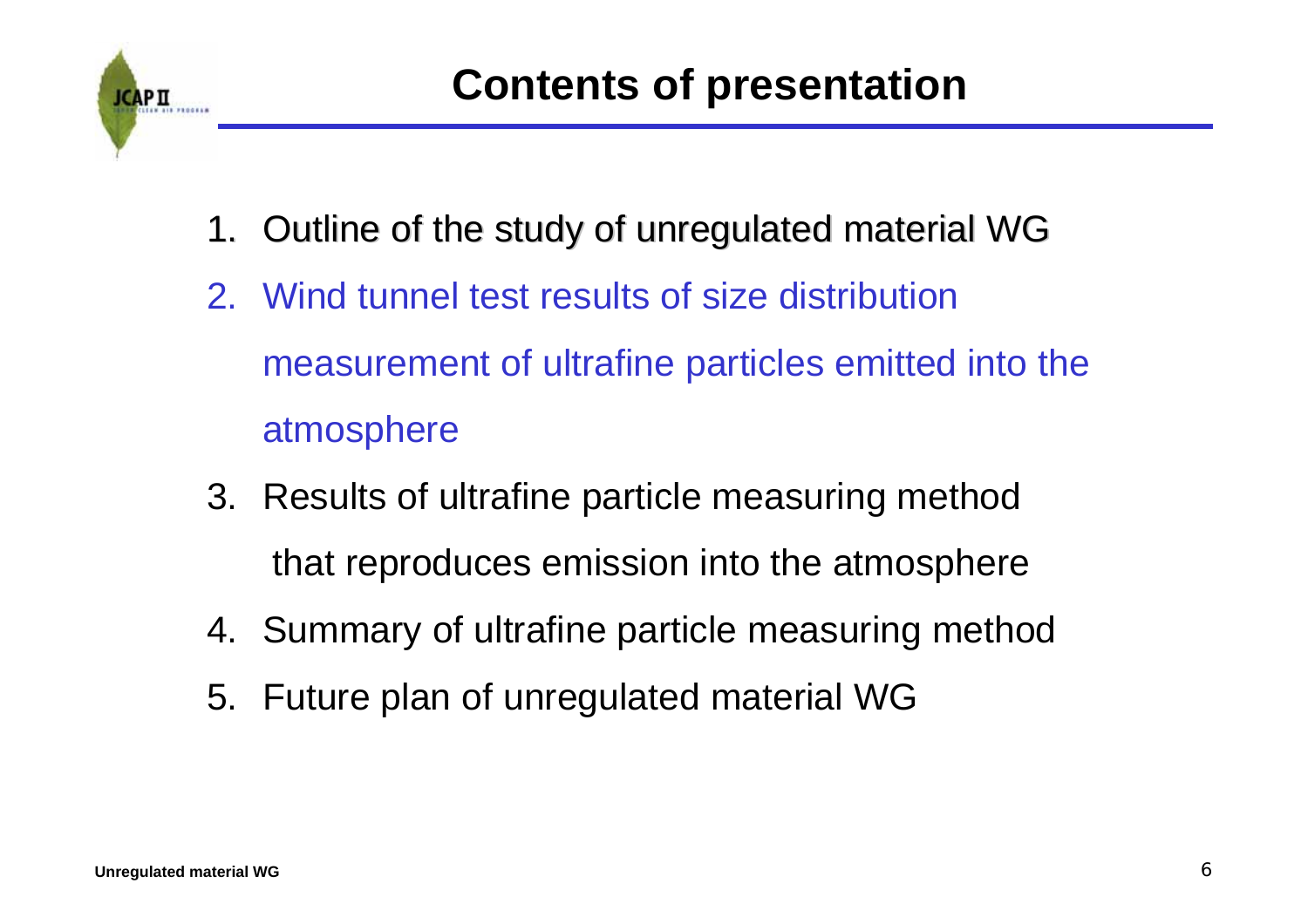# Contents of presentation

1. Outline of the study of unregulated material WG
2. Wind tunnel test results of size distribution measurement of ultrafine particles emitted into the atmosphere
3. Results of ultrafine particle measuring method that reproduces emission into the atmosphere
4. Summary of ultrafine particle measuring method
5. Future plan of unregulated material WG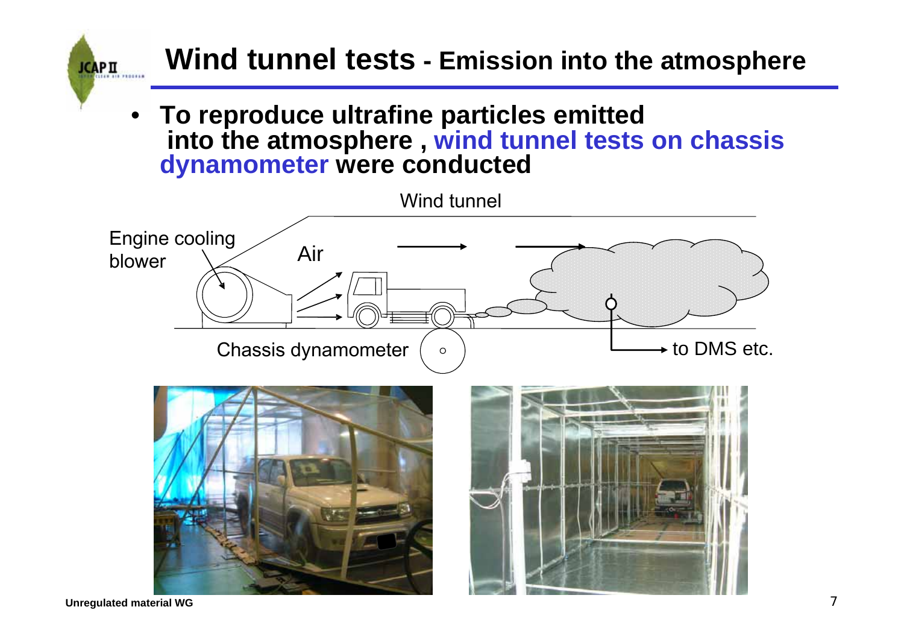# Wind tunnel tests - Emission into the atmosphere

- **To reproduce ultrafine particles emitted into the atmosphere , wind tunnel tests on chassis dynamometer were conducted**

Wind tunnel

Engine cooling blower

Air

Chassis dynamometer

to DMS etc.

Unregulated material WG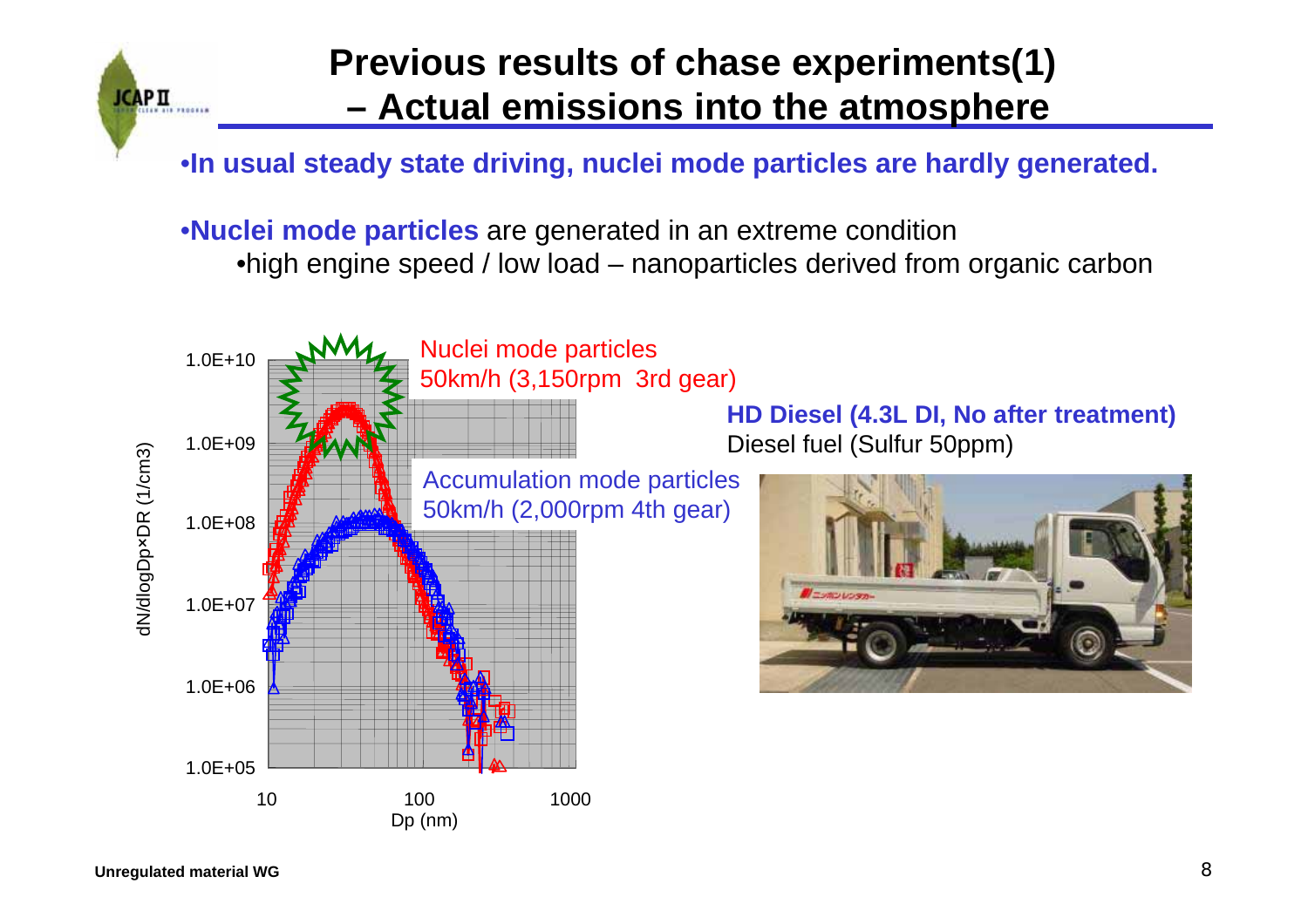# Previous results of chase experiments(1) – Actual emissions into the atmosphere

- **In usual steady state driving, nuclei mode particles are hardly generated.**

- **Nuclei mode particles** are generated in an extreme condition
  - high engine speed / low load – nanoparticles derived from organic carbon

Nuclei mode particles
50km/h (3,150rpm 3rd gear)

Accumulation mode particles
50km/h (2,000rpm 4th gear)

dN/dlogDp×DR (1/cm3)

Dp (nm)

**HD Diesel (4.3L DI, No after treatment)**
Diesel fuel (Sulfur 50ppm)

Unregulated material WG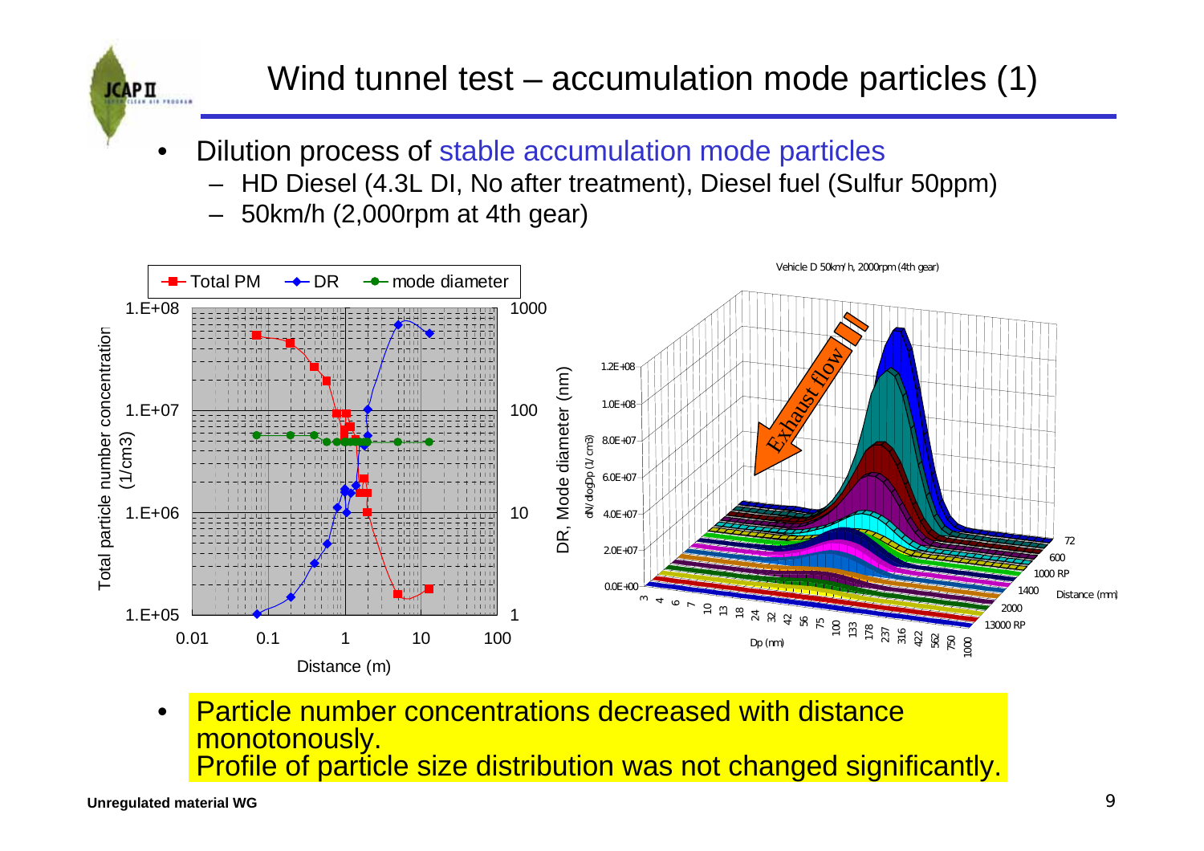# Wind tunnel test – accumulation mode particles (1)

- Dilution process of stable accumulation mode particles
  - HD Diesel (4.3L DI, No after treatment), Diesel fuel (Sulfur 50ppm)
  - 50km/h (2,000rpm at 4th gear)

- Particle number concentrations decreased with distance monotonously.
  Profile of particle size distribution was not changed significantly.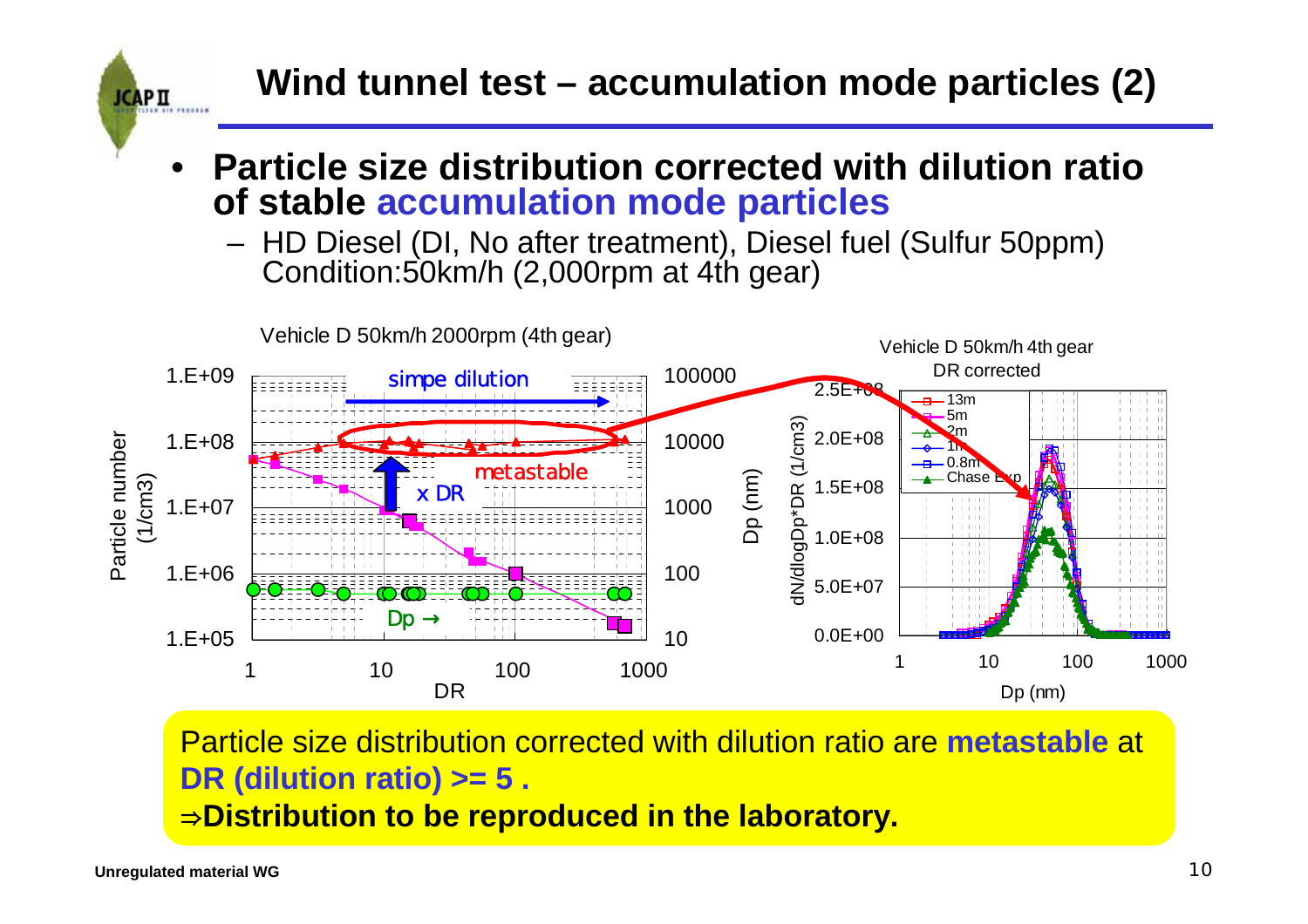# Wind tunnel test – accumulation mode particles (2)

- **Particle size distribution corrected with dilution ratio of stable accumulation mode particles**
  - HD Diesel (DI, No after treatment), Diesel fuel (Sulfur 50ppm) Condition:50km/h (2,000rpm at 4th gear)

Vehicle D 50km/h 2000rpm (4th gear)

Vehicle D 50km/h 4th gear DR corrected

Particle size distribution corrected with dilution ratio are **metastable** at **DR (dilution ratio) >= 5 .**

⇒**Distribution to be reproduced in the laboratory.**

Unregulated material WG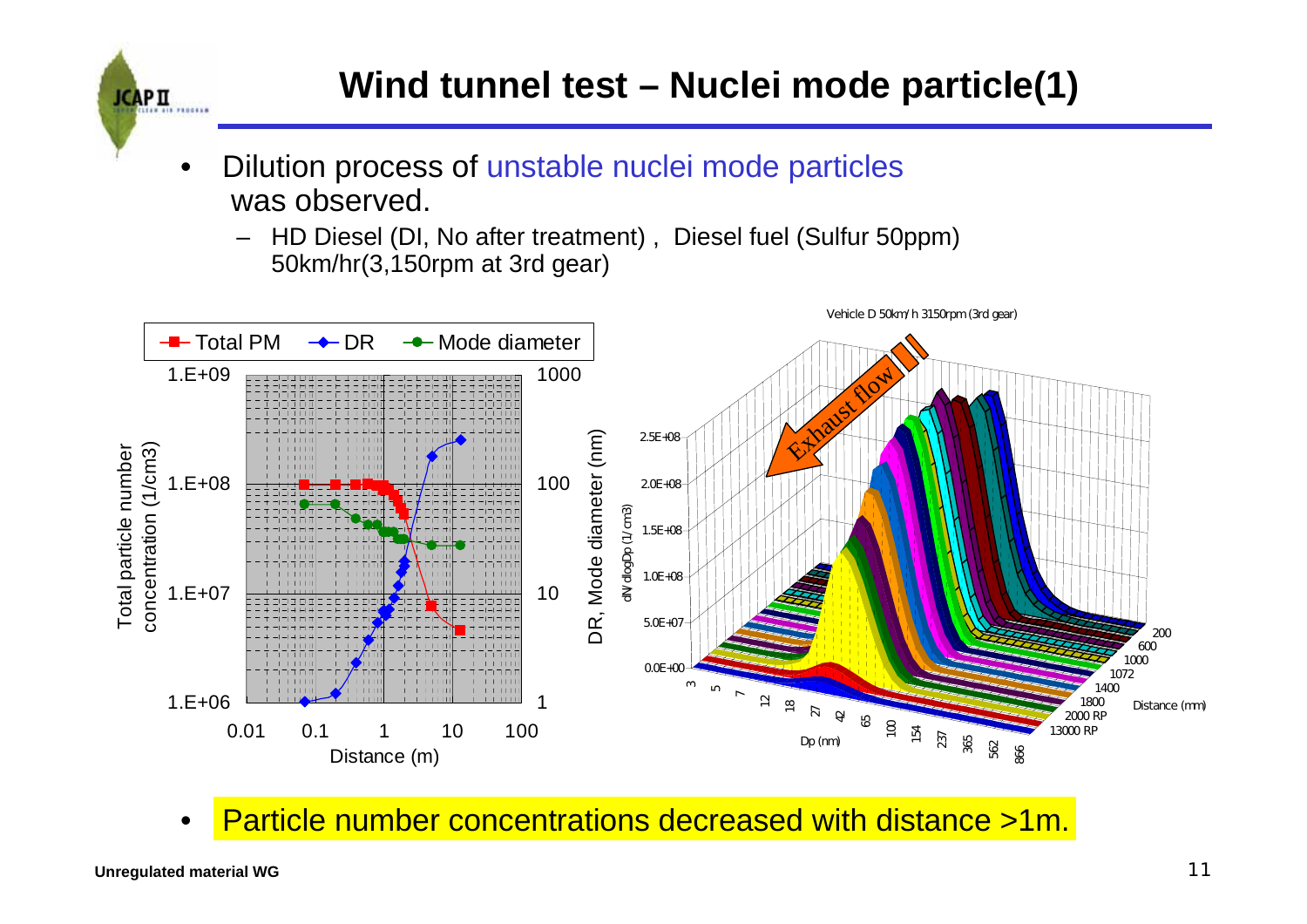# Wind tunnel test – Nuclei mode particle(1)

- Dilution process of unstable nuclei mode particles was observed.
  - HD Diesel (DI, No after treatment) , Diesel fuel (Sulfur 50ppm) 50km/hr(3,150rpm at 3rd gear)

- Particle number concentrations decreased with distance >1m.

Unregulated material WG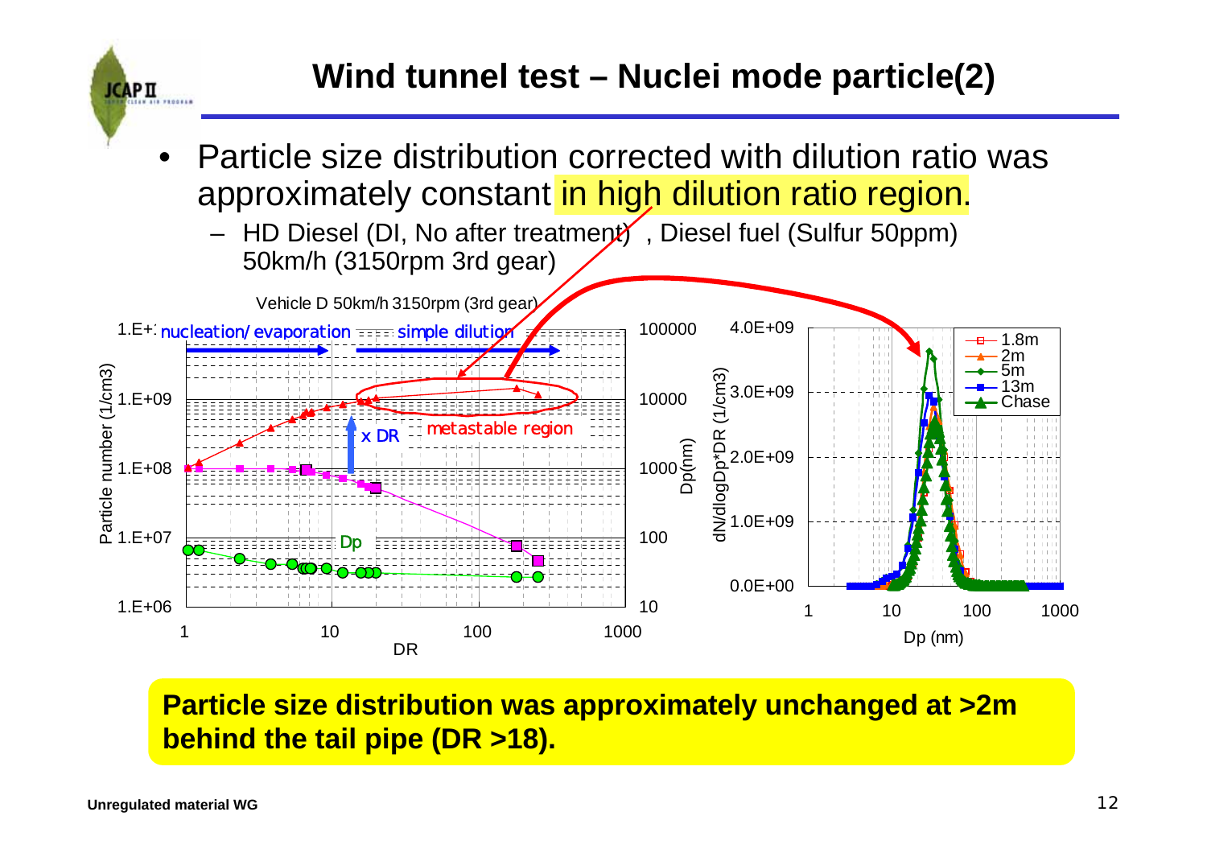# Wind tunnel test – Nuclei mode particle(2)

- Particle size distribution corrected with dilution ratio was approximately constant in high dilution ratio region.
  - HD Diesel (DI, No after treatment) , Diesel fuel (Sulfur 50ppm) 50km/h (3150rpm 3rd gear)

Vehicle D 50km/h 3150rpm (3rd gear)

**Particle size distribution was approximately unchanged at >2m behind the tail pipe (DR >18).**

Unregulated material WG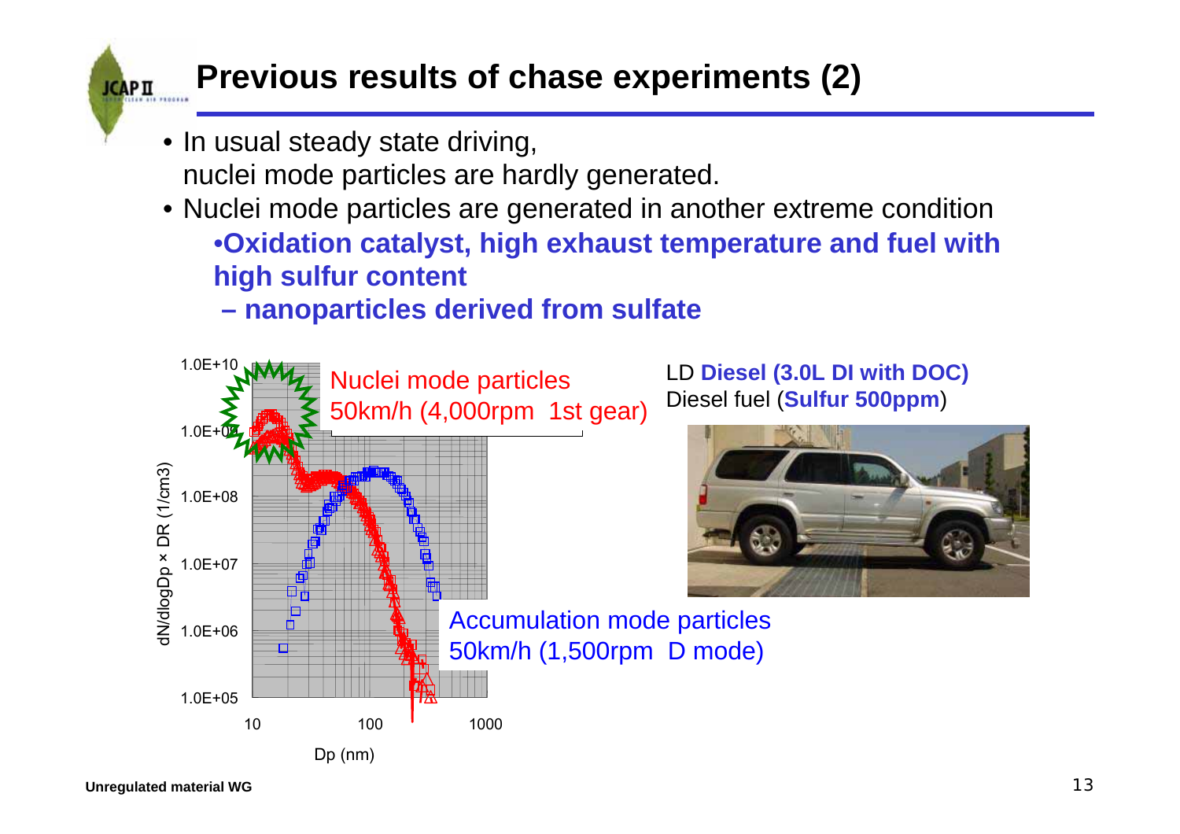## Previous results of chase experiments (2)

- In usual steady state driving,
  nuclei mode particles are hardly generated.
- Nuclei mode particles are generated in another extreme condition
  - **Oxidation catalyst, high exhaust temperature and fuel with high sulfur content**
    - **nanoparticles derived from sulfate**

Nuclei mode particles
50km/h (4,000rpm 1st gear)

Accumulation mode particles
50km/h (1,500rpm D mode)

dN/dlogDp × DR (1/cm3)

Dp (nm)

LD **Diesel (3.0L DI with DOC)**
Diesel fuel (**Sulfur 500ppm**)

Unregulated material WG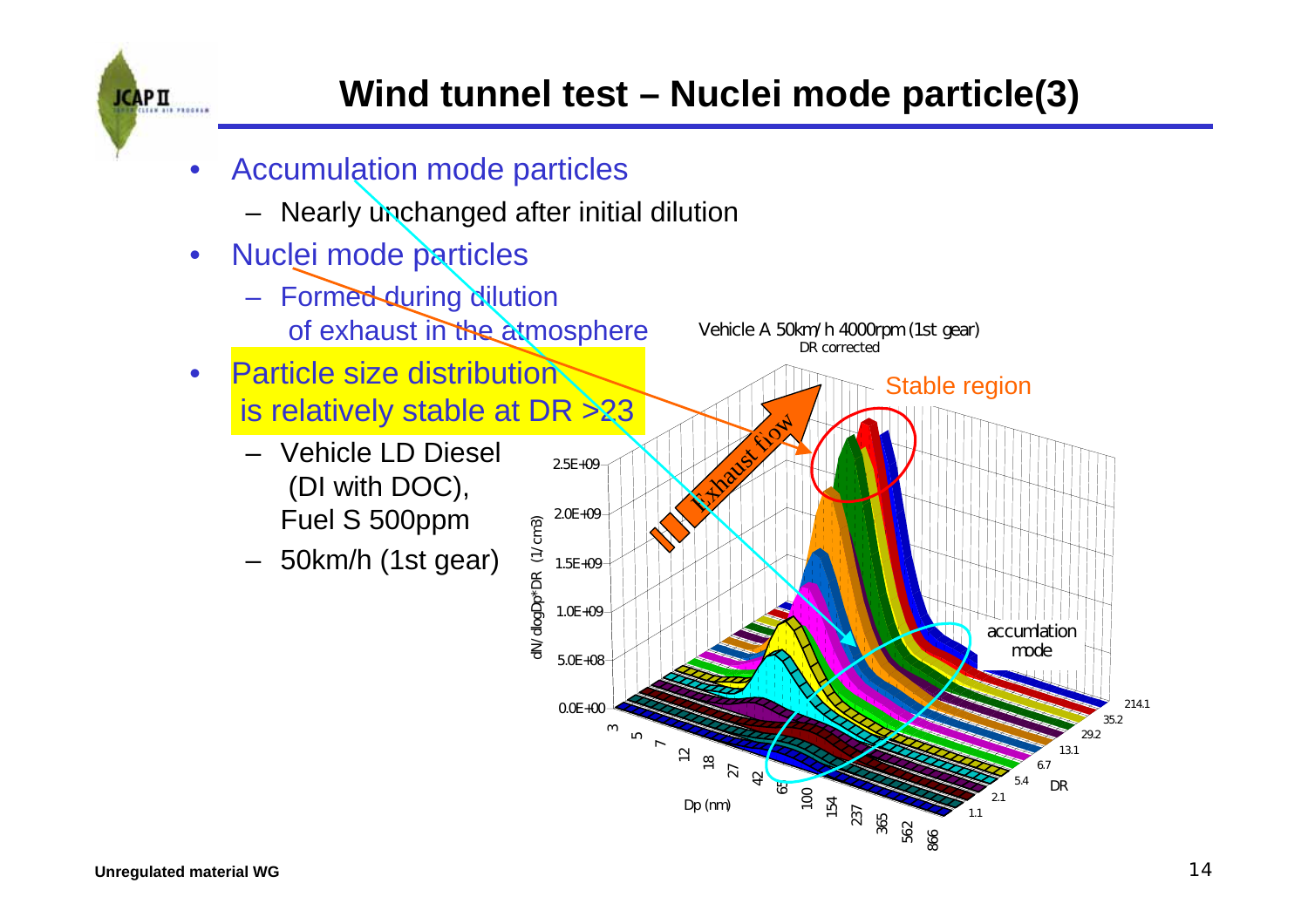# Wind tunnel test – Nuclei mode particle(3)

- Accumulation mode particles
  - Nearly unchanged after initial dilution
- Nuclei mode particles
  - Formed during dilution of exhaust in the atmosphere
- Particle size distribution is relatively stable at DR >23
  - Vehicle LD Diesel (DI with DOC), Fuel S 500ppm
  - 50km/h (1st gear)

Vehicle A 50km/h 4000rpm (1st gear)
DR corrected

Stable region

Exhaust flow

accumlation mode

dN/dlogDp*DR (1/cm3)

Dp (nm)

DR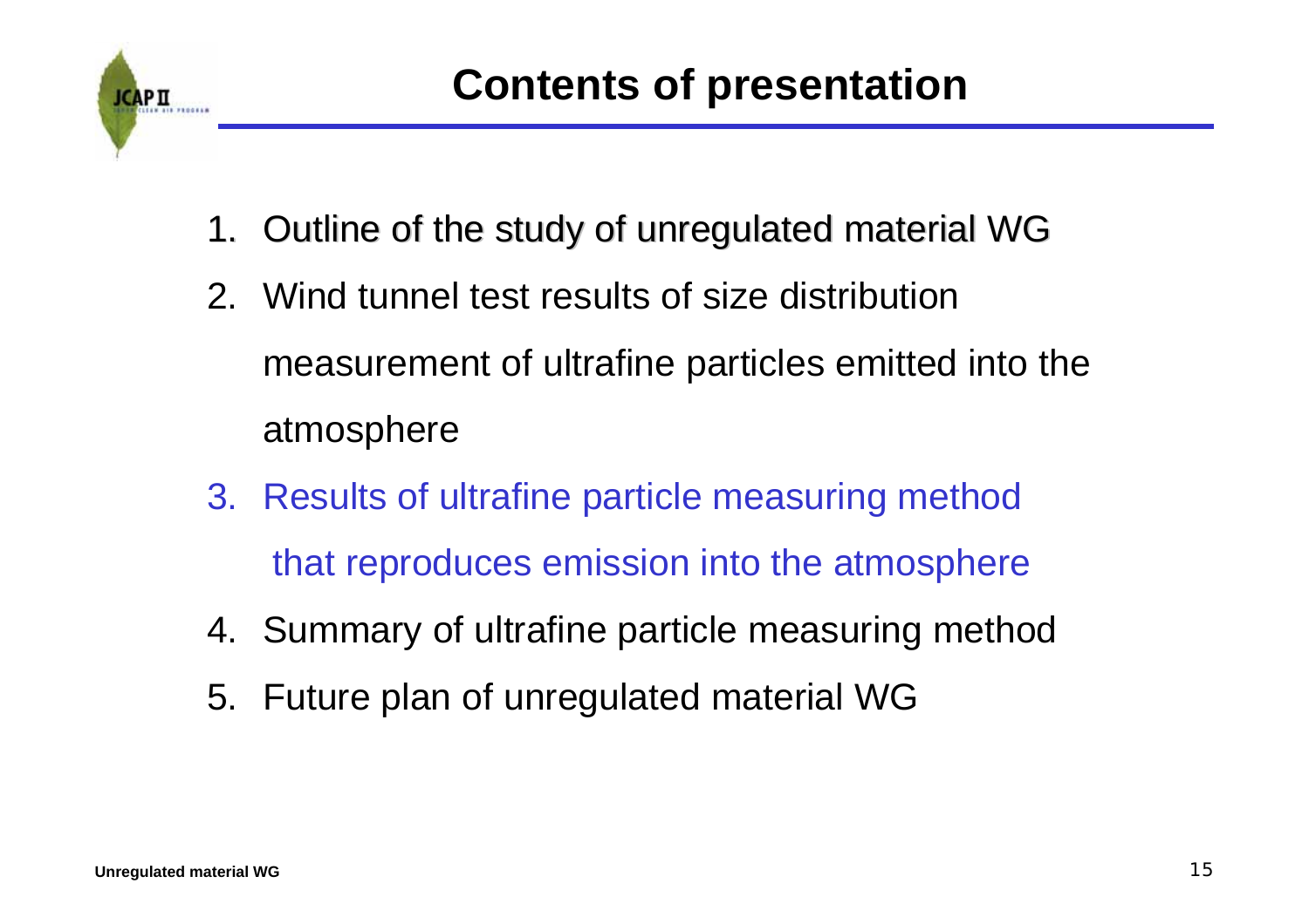# Contents of presentation

1. Outline of the study of unregulated material WG
2. Wind tunnel test results of size distribution measurement of ultrafine particles emitted into the atmosphere
3. Results of ultrafine particle measuring method that reproduces emission into the atmosphere
4. Summary of ultrafine particle measuring method
5. Future plan of unregulated material WG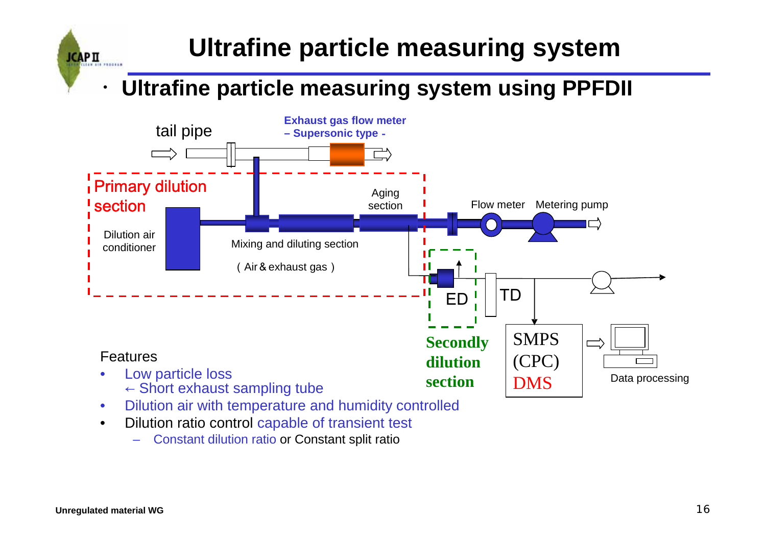# Ultrafine particle measuring system

- **Ultrafine particle measuring system using PPFDII**

tail pipe

**Exhaust gas flow meter – Supersonic type -**

Primary dilution section

Dilution air conditioner

Mixing and diluting section

（Air＆exhaust gas）

Aging section

Flow meter

Metering pump

ED

TD

**Secondly dilution section**

SMPS (CPC) DMS

Data processing

Features

- Low particle loss
  ← Short exhaust sampling tube
- Dilution air with temperature and humidity controlled
- Dilution ratio control capable of transient test
  - Constant dilution ratio or Constant split ratio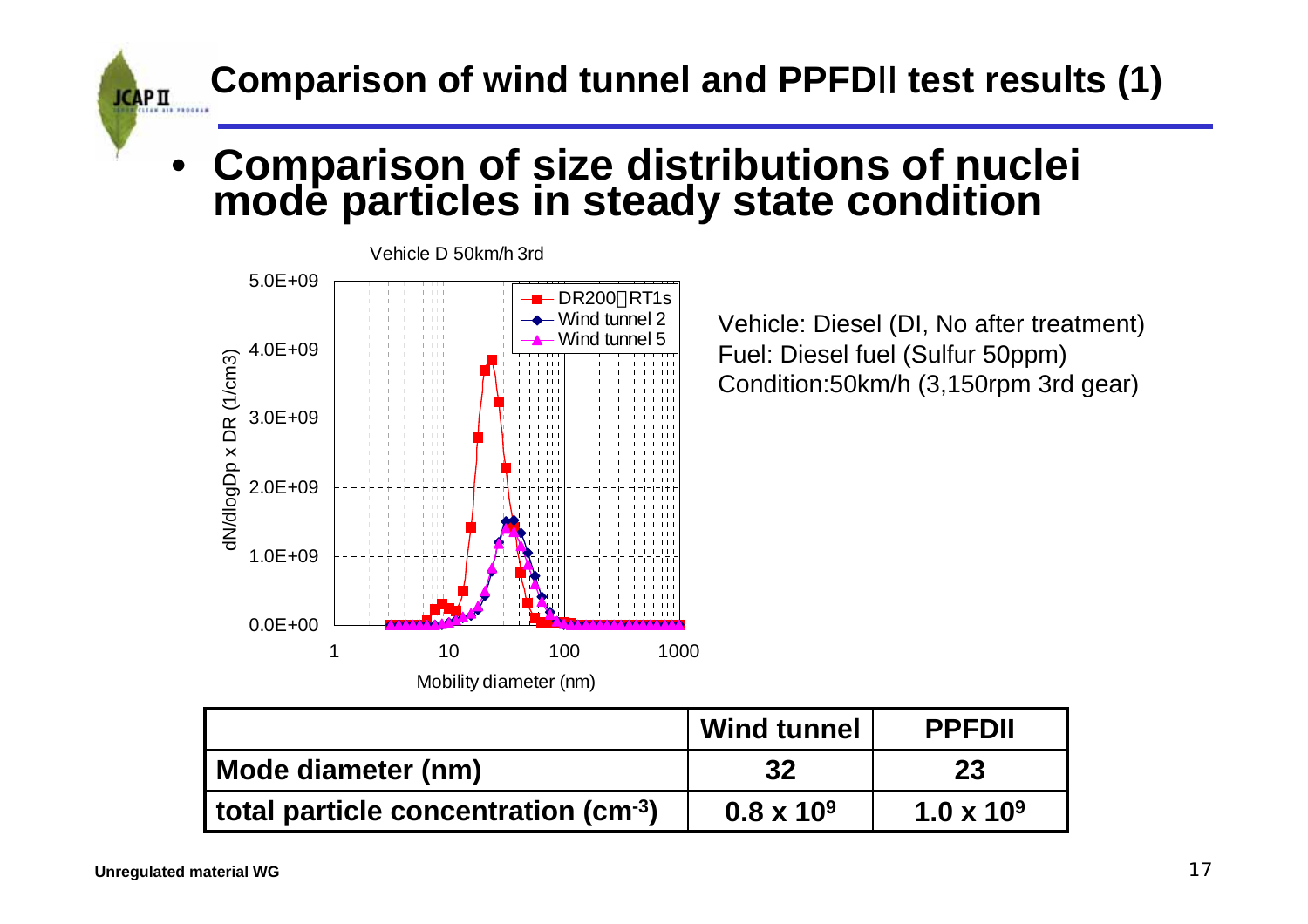# Comparison of wind tunnel and PPFDII test results (1)

- **Comparison of size distributions of nuclei mode particles in steady state condition**

Vehicle D 50km/h 3rd

Vehicle: Diesel (DI, No after treatment)
Fuel: Diesel fuel (Sulfur 50ppm)
Condition:50km/h (3,150rpm 3rd gear)

| | Wind tunnel | PPFDII |
|---|---|---|
| Mode diameter (nm) | 32 | 23 |
| total particle concentration ($cm^{-3}$) | $0.8 \times 10^9$ | $1.0 \times 10^9$ |

Unregulated material WG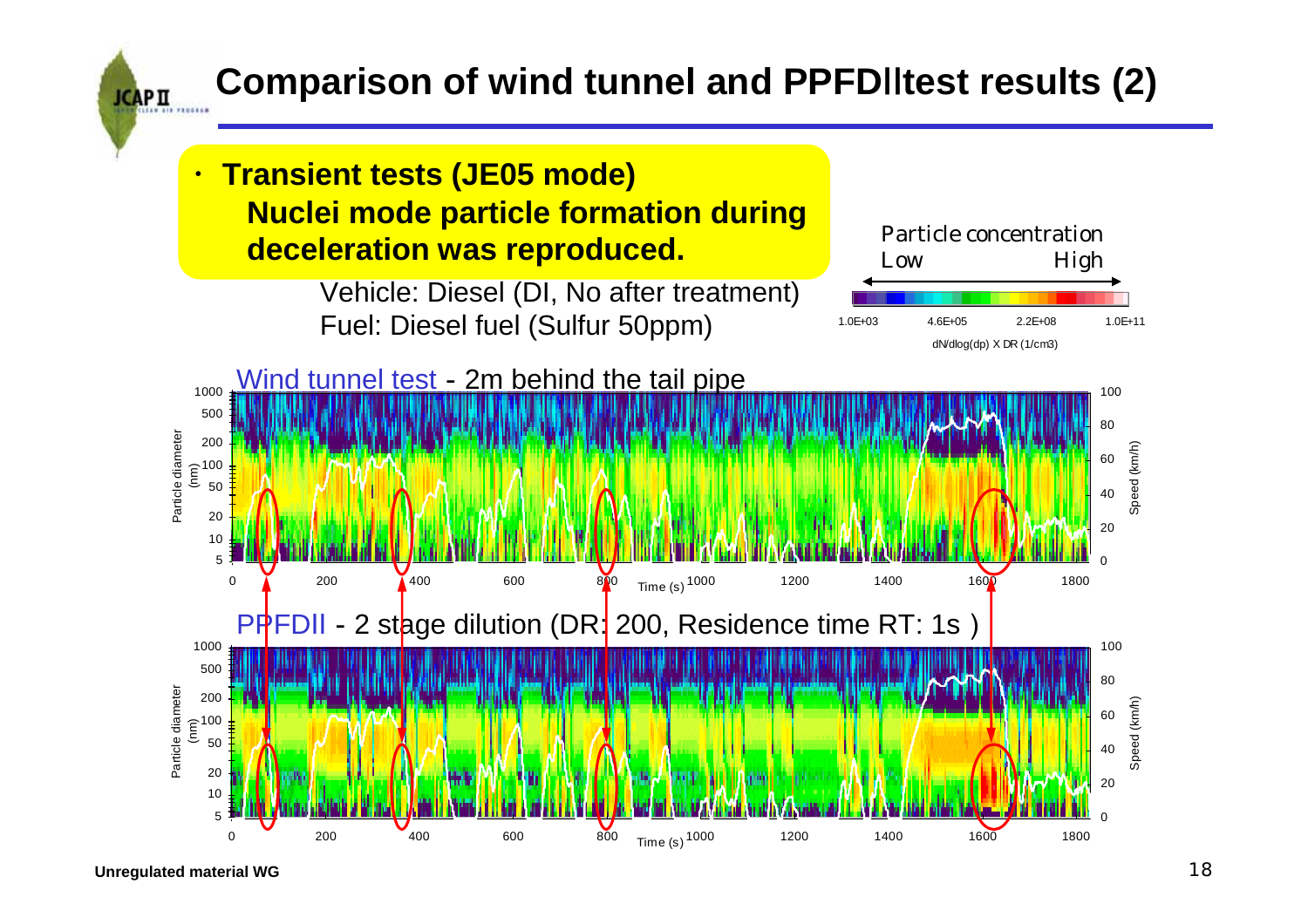# Comparison of wind tunnel and PPFDII test results (2)

- **Transient tests (JE05 mode)**
  **Nuclei mode particle formation during deceleration was reproduced.**

Vehicle: Diesel (DI, No after treatment)
Fuel: Diesel fuel (Sulfur 50ppm)

Particle concentration
Low — High

1.0E+03 | 4.6E+05 | 2.2E+08 | 1.0E+11

dN/dlog(dp) X DR (1/cm3)

Wind tunnel test - 2m behind the tail pipe

PPFDII - 2 stage dilution (DR: 200, Residence time RT: 1s )

Unregulated material WG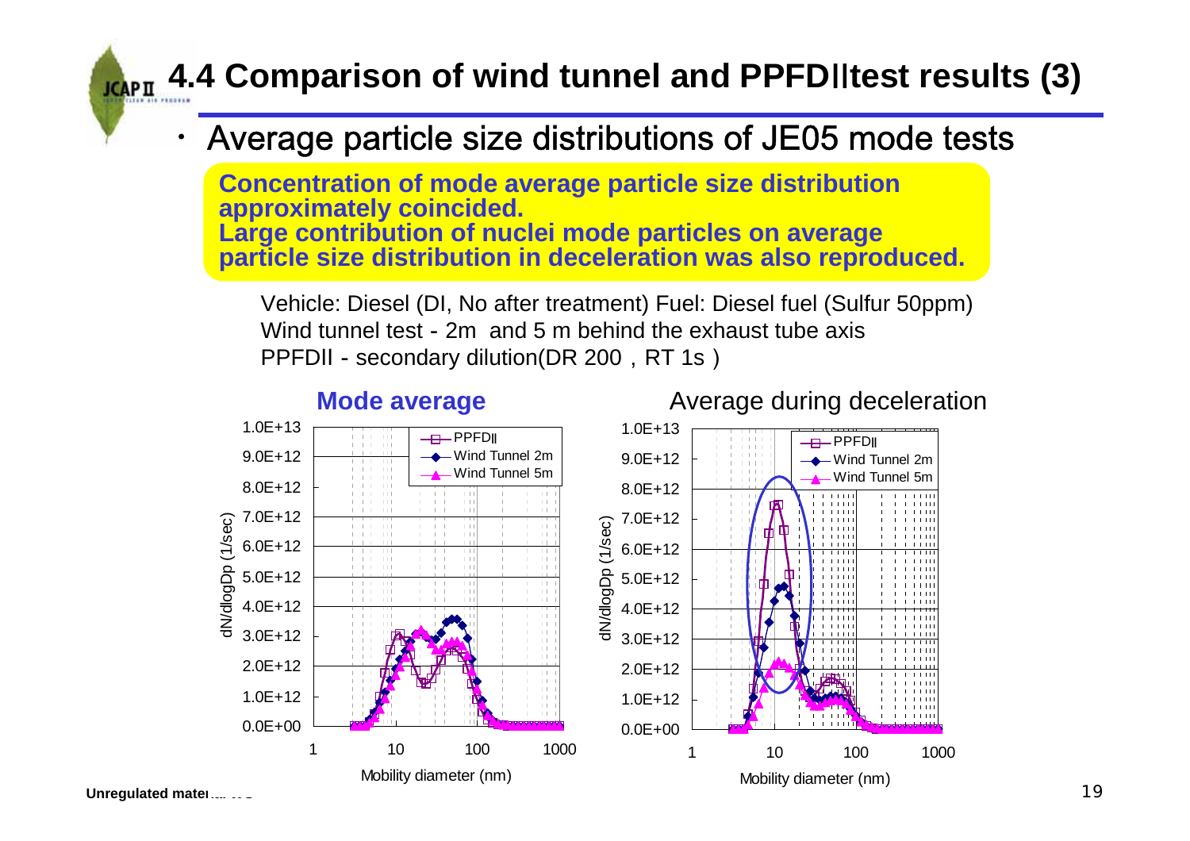# 4.4 Comparison of wind tunnel and PPFDII test results (3)

- Average particle size distributions of JE05 mode tests

**Concentration of mode average particle size distribution approximately coincided.**
**Large contribution of nuclei mode particles on average particle size distribution in deceleration was also reproduced.**

Vehicle: Diesel (DI, No after treatment) Fuel: Diesel fuel (Sulfur 50ppm)
Wind tunnel test - 2m and 5 m behind the exhaust tube axis
PPFDII - secondary dilution(DR 200，RT 1s）

**Mode average**

Average during deceleration

(Charts: dN/dlogDp (1/sec) vs. Mobility diameter (nm); legend: PPFDII, Wind Tunnel 2m, Wind Tunnel 5m)

Unregulated material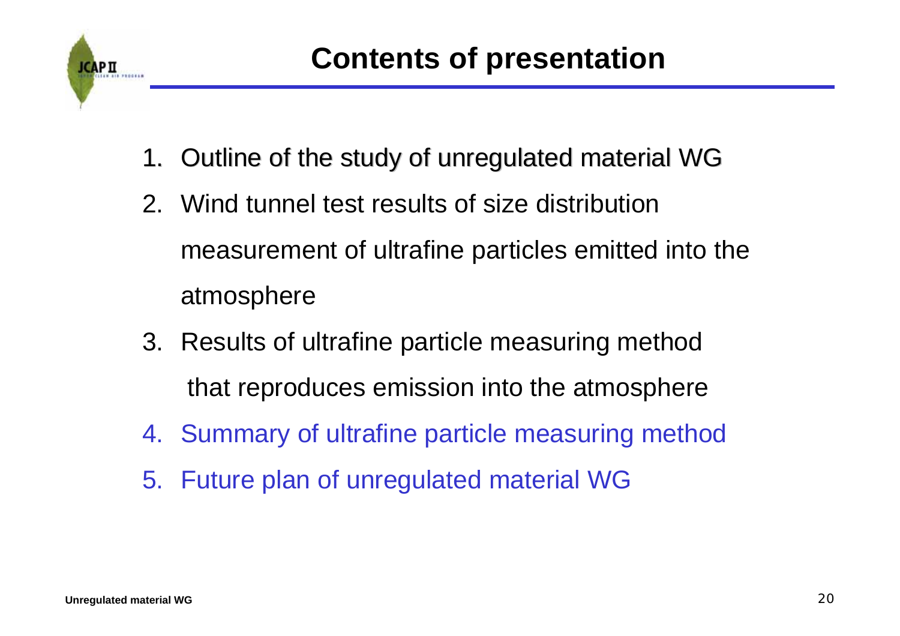# Contents of presentation

1. Outline of the study of unregulated material WG
2. Wind tunnel test results of size distribution measurement of ultrafine particles emitted into the atmosphere
3. Results of ultrafine particle measuring method that reproduces emission into the atmosphere
4. Summary of ultrafine particle measuring method
5. Future plan of unregulated material WG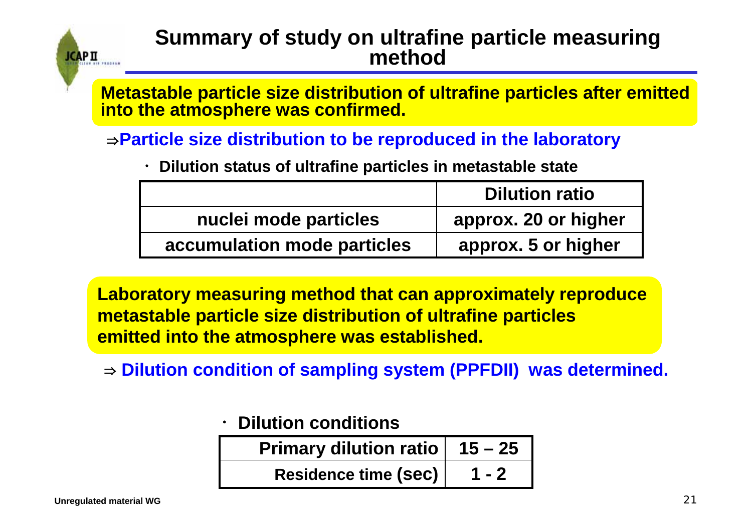# Summary of study on ultrafine particle measuring method

**Metastable particle size distribution of ultrafine particles after emitted into the atmosphere was confirmed.**

⇒**Particle size distribution to be reproduced in the laboratory**

- **Dilution status of ultrafine particles in metastable state**

| | Dilution ratio |
|---|---|
| nuclei mode particles | approx. 20 or higher |
| accumulation mode particles | approx. 5 or higher |

**Laboratory measuring method that can approximately reproduce metastable particle size distribution of ultrafine particles emitted into the atmosphere was established.**

⇒ **Dilution condition of sampling system (PPFDII) was determined.**

- **Dilution conditions**

| | |
|---|---|
| Primary dilution ratio | 15 – 25 |
| Residence time (sec) | 1 - 2 |

Unregulated material WG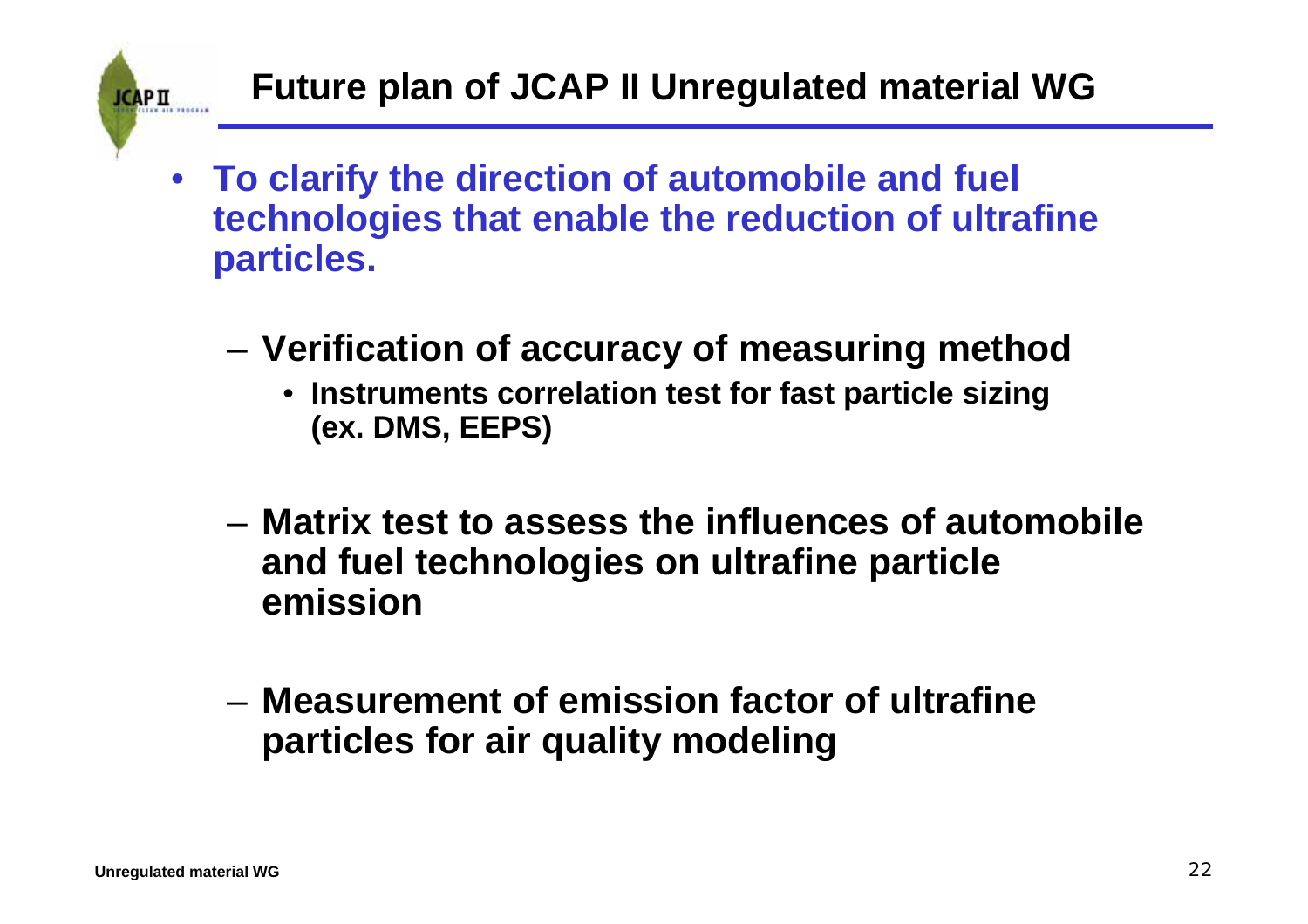# Future plan of JCAP II Unregulated material WG

- **To clarify the direction of automobile and fuel technologies that enable the reduction of ultrafine particles.**
  - **Verification of accuracy of measuring method**
    - **Instruments correlation test for fast particle sizing (ex. DMS, EEPS)**
  - **Matrix test to assess the influences of automobile and fuel technologies on ultrafine particle emission**
  - **Measurement of emission factor of ultrafine particles for air quality modeling**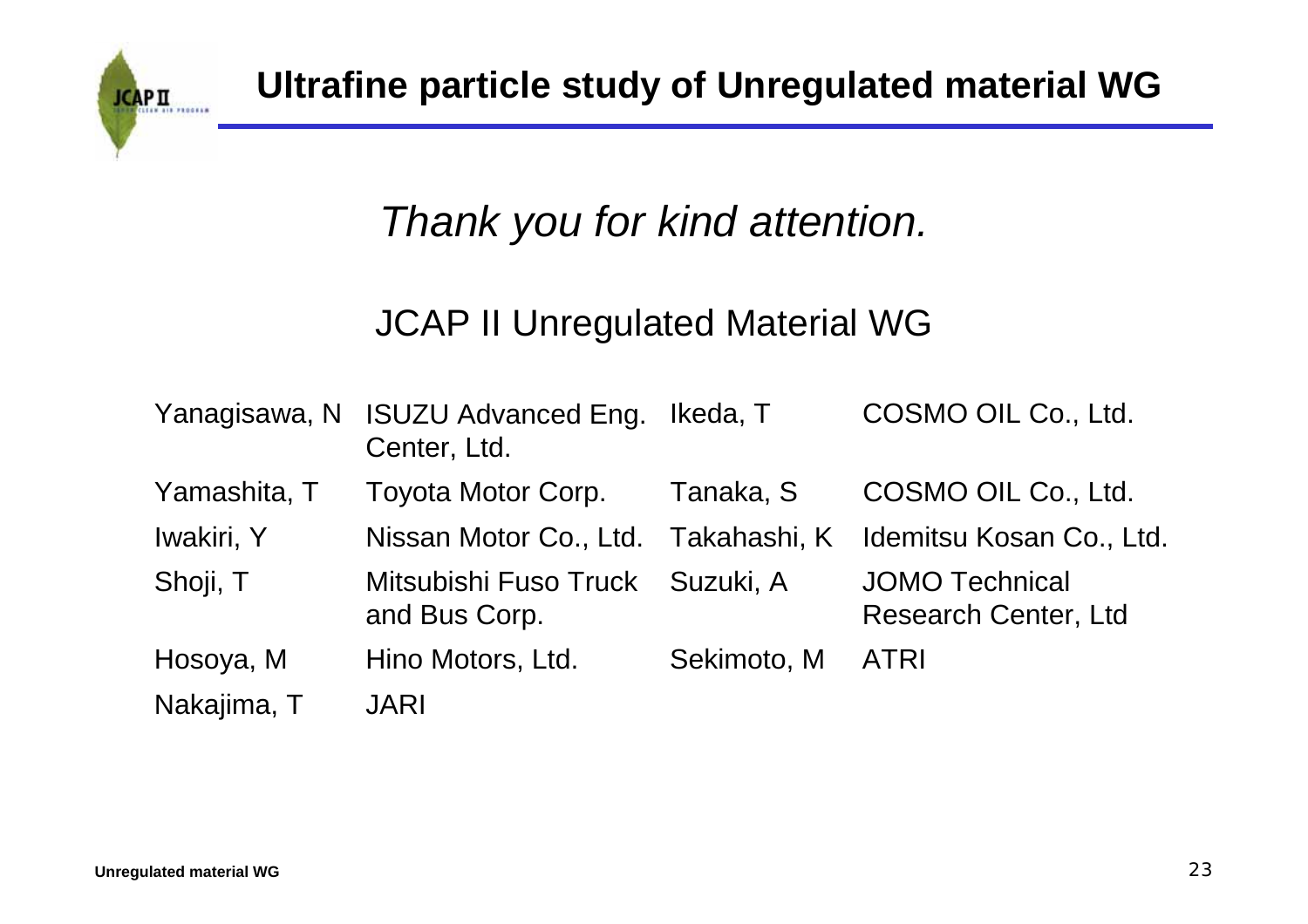# Ultrafine particle study of Unregulated material WG

*Thank you for kind attention.*

JCAP II Unregulated Material WG

| | | | |
|---|---|---|---|
| Yanagisawa, N | ISUZU Advanced Eng. Center, Ltd. | Ikeda, T | COSMO OIL Co., Ltd. |
| Yamashita, T | Toyota Motor Corp. | Tanaka, S | COSMO OIL Co., Ltd. |
| Iwakiri, Y | Nissan Motor Co., Ltd. | Takahashi, K | Idemitsu Kosan Co., Ltd. |
| Shoji, T | Mitsubishi Fuso Truck and Bus Corp. | Suzuki, A | JOMO Technical Research Center, Ltd |
| Hosoya, M | Hino Motors, Ltd. | Sekimoto, M | ATRI |
| Nakajima, T | JARI | | |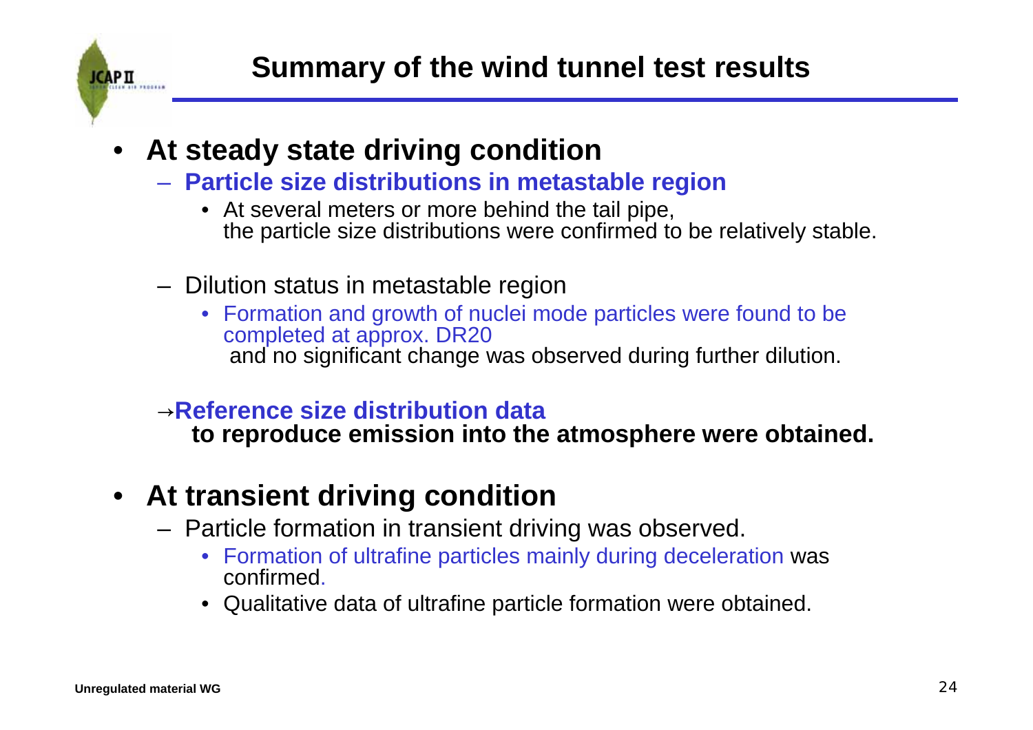# Summary of the wind tunnel test results

- **At steady state driving condition**
  - **Particle size distributions in metastable region**
    - At several meters or more behind the tail pipe, the particle size distributions were confirmed to be relatively stable.
  - Dilution status in metastable region
    - Formation and growth of nuclei mode particles were found to be completed at approx. DR20 and no significant change was observed during further dilution.

→**Reference size distribution data to reproduce emission into the atmosphere were obtained.**

- **At transient driving condition**
  - Particle formation in transient driving was observed.
    - Formation of ultrafine particles mainly during deceleration was confirmed.
    - Qualitative data of ultrafine particle formation were obtained.